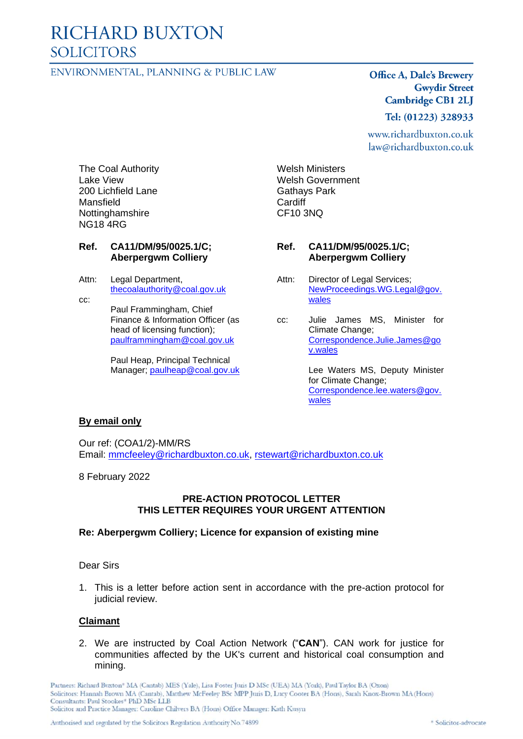# RICHARD BUXTON
## SOLICITORS

ENVIRONMENTAL, PLANNING & PUBLIC LAW

**Office A, Dale's Brewery**
**Gwydir Street**
**Cambridge CB1 2LJ**
**Tel: (01223) 328933**

www.richardbuxton.co.uk
law@richardbuxton.co.uk

The Coal Authority
Lake View
200 Lichfield Lane
Mansfield
Nottinghamshire
NG18 4RG

**Ref. CA11/DM/95/0025.1/C; Aberpergwm Colliery**

Attn: Legal Department, thecoalauthority@coal.gov.uk

cc: Paul Frammingham, Chief Finance & Information Officer (as head of licensing function); paulframmingham@coal.gov.uk

Paul Heap, Principal Technical Manager; paulheap@coal.gov.uk

Welsh Ministers
Welsh Government
Gathays Park
Cardiff
CF10 3NQ

**Ref. CA11/DM/95/0025.1/C; Aberpergwm Colliery**

Attn: Director of Legal Services; NewProceedings.WG.Legal@gov.wales

cc: Julie James MS, Minister for Climate Change; Correspondence.Julie.James@gov.wales

Lee Waters MS, Deputy Minister for Climate Change; Correspondence.lee.waters@gov.wales

**By email only**

Our ref: (COA1/2)-MM/RS
Email: mmcfeeley@richardbuxton.co.uk, rstewart@richardbuxton.co.uk

8 February 2022

**PRE-ACTION PROTOCOL LETTER**
**THIS LETTER REQUIRES YOUR URGENT ATTENTION**

**Re: Aberpergwm Colliery; Licence for expansion of existing mine**

Dear Sirs

1. This is a letter before action sent in accordance with the pre-action protocol for judicial review.

**Claimant**

2. We are instructed by Coal Action Network ("**CAN**"). CAN work for justice for communities affected by the UK's current and historical coal consumption and mining.

Partners: Richard Buxton* MA (Cantab) MES (Yale), Lisa Foster Juris D MSc (UEA) MA (York), Paul Taylor BA (Oxon)
Solicitors: Hannah Brown MA (Cantab), Matthew McFeeley BSc MPP Juris D, Lucy Cooter BA (Hons), Sarah Knox-Brown MA (Hons)
Consultants: Paul Stookes* PhD MSc LLB
Solicitor and Practice Manager: Caroline Chilvers BA (Hons) Office Manager: Kath Kusyn

Authorised and regulated by the Solicitors Regulation Authority No. 74899

\* Solicitor-advocate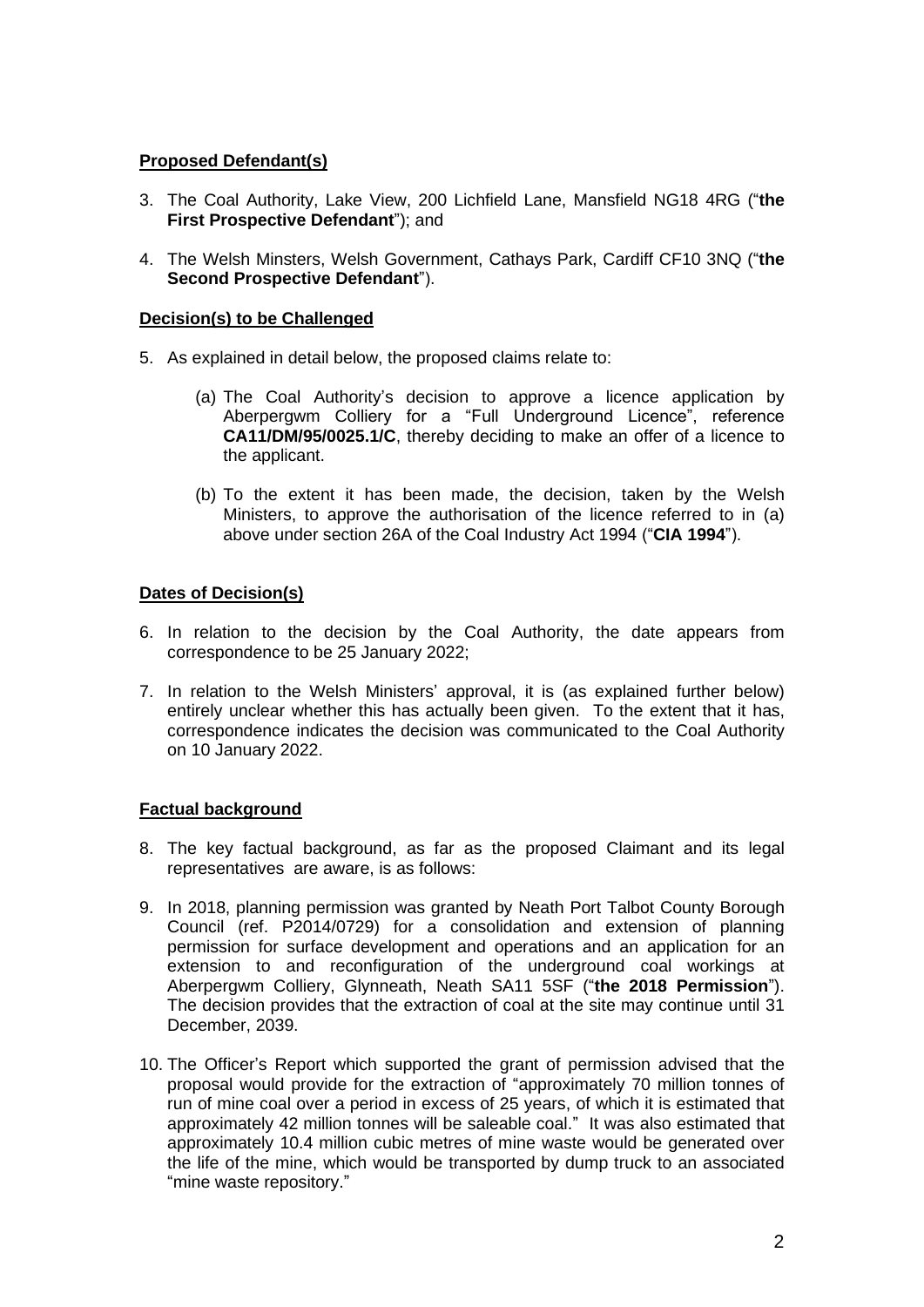**Proposed Defendant(s)**

3. The Coal Authority, Lake View, 200 Lichfield Lane, Mansfield NG18 4RG ("**the First Prospective Defendant**"); and

4. The Welsh Minsters, Welsh Government, Cathays Park, Cardiff CF10 3NQ ("**the Second Prospective Defendant**").

**Decision(s) to be Challenged**

5. As explained in detail below, the proposed claims relate to:

   (a) The Coal Authority's decision to approve a licence application by Aberpergwm Colliery for a "Full Underground Licence", reference **CA11/DM/95/0025.1/C**, thereby deciding to make an offer of a licence to the applicant.

   (b) To the extent it has been made, the decision, taken by the Welsh Ministers, to approve the authorisation of the licence referred to in (a) above under section 26A of the Coal Industry Act 1994 ("**CIA 1994**").

**Dates of Decision(s)**

6. In relation to the decision by the Coal Authority, the date appears from correspondence to be 25 January 2022;

7. In relation to the Welsh Ministers' approval, it is (as explained further below) entirely unclear whether this has actually been given. To the extent that it has, correspondence indicates the decision was communicated to the Coal Authority on 10 January 2022.

**Factual background**

8. The key factual background, as far as the proposed Claimant and its legal representatives are aware, is as follows:

9. In 2018, planning permission was granted by Neath Port Talbot County Borough Council (ref. P2014/0729) for a consolidation and extension of planning permission for surface development and operations and an application for an extension to and reconfiguration of the underground coal workings at Aberpergwm Colliery, Glynneath, Neath SA11 5SF ("**the 2018 Permission**"). The decision provides that the extraction of coal at the site may continue until 31 December, 2039.

10. The Officer's Report which supported the grant of permission advised that the proposal would provide for the extraction of "approximately 70 million tonnes of run of mine coal over a period in excess of 25 years, of which it is estimated that approximately 42 million tonnes will be saleable coal." It was also estimated that approximately 10.4 million cubic metres of mine waste would be generated over the life of the mine, which would be transported by dump truck to an associated "mine waste repository."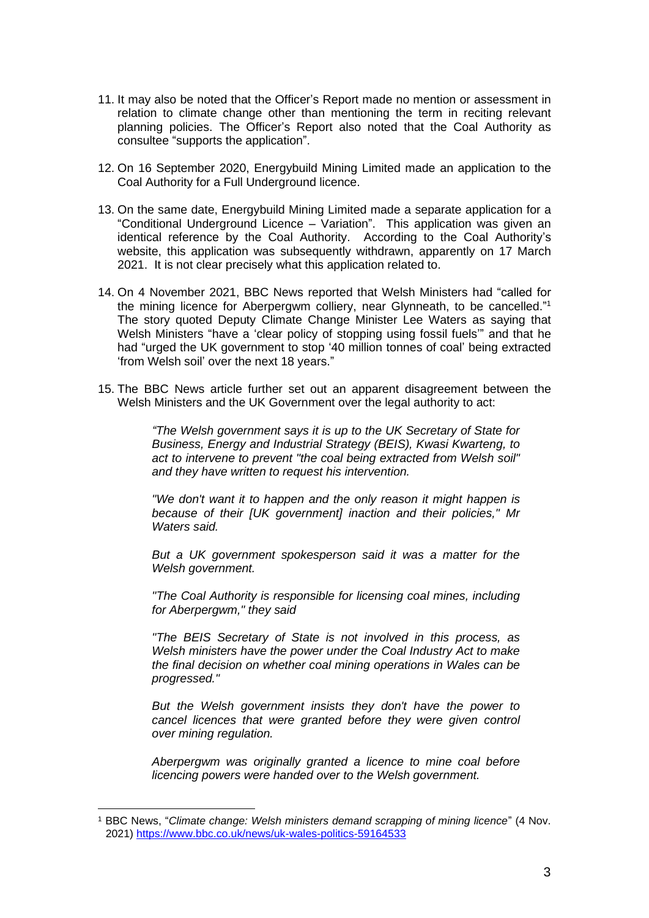11. It may also be noted that the Officer's Report made no mention or assessment in relation to climate change other than mentioning the term in reciting relevant planning policies. The Officer's Report also noted that the Coal Authority as consultee "supports the application".

12. On 16 September 2020, Energybuild Mining Limited made an application to the Coal Authority for a Full Underground licence.

13. On the same date, Energybuild Mining Limited made a separate application for a "Conditional Underground Licence – Variation". This application was given an identical reference by the Coal Authority. According to the Coal Authority's website, this application was subsequently withdrawn, apparently on 17 March 2021. It is not clear precisely what this application related to.

14. On 4 November 2021, BBC News reported that Welsh Ministers had "called for the mining licence for Aberpergwm colliery, near Glynneath, to be cancelled."[1] The story quoted Deputy Climate Change Minister Lee Waters as saying that Welsh Ministers "have a 'clear policy of stopping using fossil fuels'" and that he had "urged the UK government to stop '40 million tonnes of coal' being extracted 'from Welsh soil' over the next 18 years."

15. The BBC News article further set out an apparent disagreement between the Welsh Ministers and the UK Government over the legal authority to act:

> *"The Welsh government says it is up to the UK Secretary of State for Business, Energy and Industrial Strategy (BEIS), Kwasi Kwarteng, to act to intervene to prevent "the coal being extracted from Welsh soil" and they have written to request his intervention.*
>
> *"We don't want it to happen and the only reason it might happen is because of their [UK government] inaction and their policies," Mr Waters said.*
>
> *But a UK government spokesperson said it was a matter for the Welsh government.*
>
> *"The Coal Authority is responsible for licensing coal mines, including for Aberpergwm," they said*
>
> *"The BEIS Secretary of State is not involved in this process, as Welsh ministers have the power under the Coal Industry Act to make the final decision on whether coal mining operations in Wales can be progressed."*
>
> *But the Welsh government insists they don't have the power to cancel licences that were granted before they were given control over mining regulation.*
>
> *Aberpergwm was originally granted a licence to mine coal before licencing powers were handed over to the Welsh government.*

---

[1] BBC News, "*Climate change: Welsh ministers demand scrapping of mining licence*" (4 Nov. 2021) https://www.bbc.co.uk/news/uk-wales-politics-59164533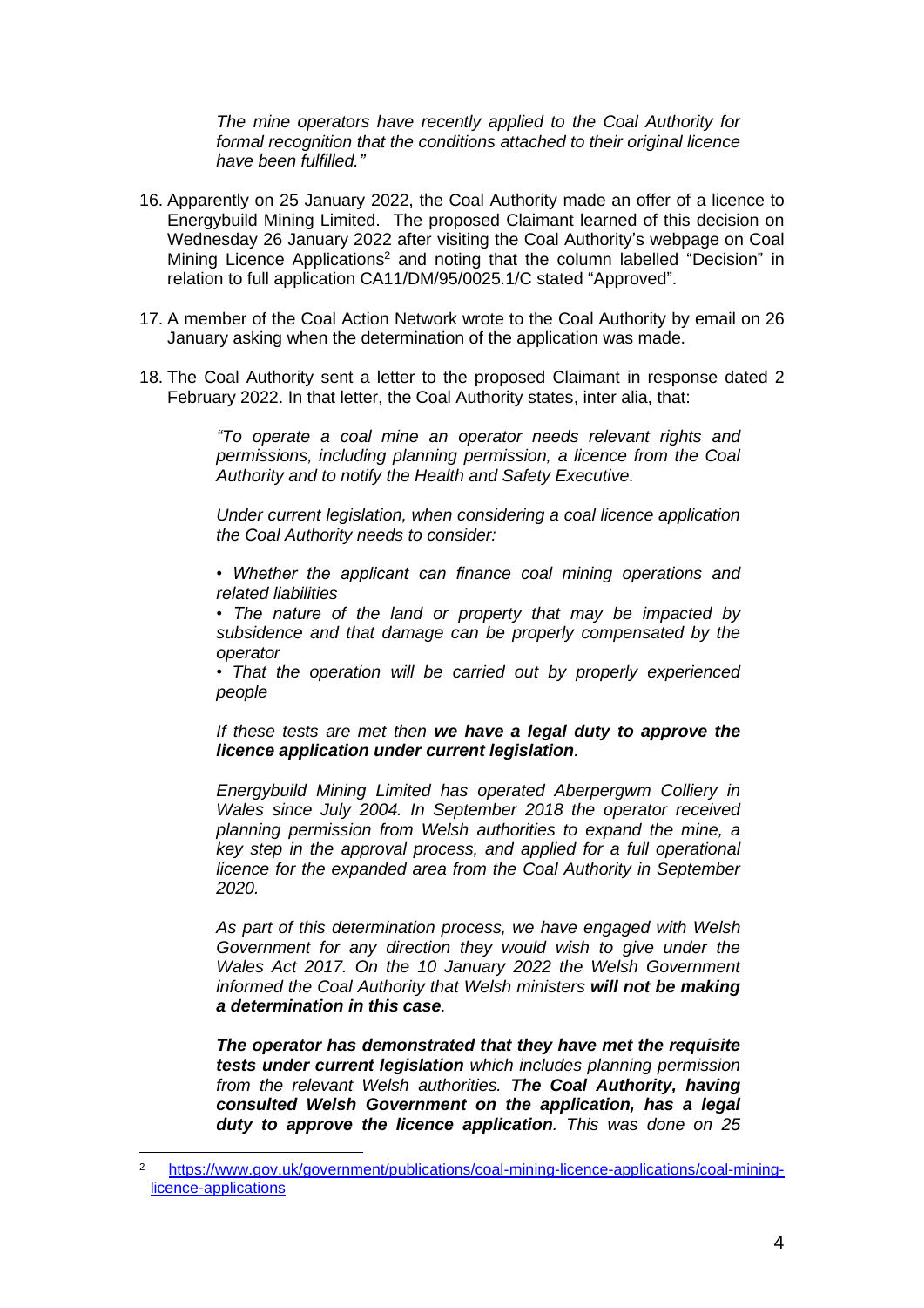> *The mine operators have recently applied to the Coal Authority for formal recognition that the conditions attached to their original licence have been fulfilled."*

16. Apparently on 25 January 2022, the Coal Authority made an offer of a licence to Energybuild Mining Limited. The proposed Claimant learned of this decision on Wednesday 26 January 2022 after visiting the Coal Authority's webpage on Coal Mining Licence Applications[2] and noting that the column labelled "Decision" in relation to full application CA11/DM/95/0025.1/C stated "Approved".

17. A member of the Coal Action Network wrote to the Coal Authority by email on 26 January asking when the determination of the application was made.

18. The Coal Authority sent a letter to the proposed Claimant in response dated 2 February 2022. In that letter, the Coal Authority states, inter alia, that:

> *"To operate a coal mine an operator needs relevant rights and permissions, including planning permission, a licence from the Coal Authority and to notify the Health and Safety Executive.*
>
> *Under current legislation, when considering a coal licence application the Coal Authority needs to consider:*
>
> *• Whether the applicant can finance coal mining operations and related liabilities*
> *• The nature of the land or property that may be impacted by subsidence and that damage can be properly compensated by the operator*
> *• That the operation will be carried out by properly experienced people*
>
> *If these tests are met then* ***we have a legal duty to approve the licence application under current legislation****.*
>
> *Energybuild Mining Limited has operated Aberpergwm Colliery in Wales since July 2004. In September 2018 the operator received planning permission from Welsh authorities to expand the mine, a key step in the approval process, and applied for a full operational licence for the expanded area from the Coal Authority in September 2020.*
>
> *As part of this determination process, we have engaged with Welsh Government for any direction they would wish to give under the Wales Act 2017. On the 10 January 2022 the Welsh Government informed the Coal Authority that Welsh ministers* ***will not be making a determination in this case****.*
>
> ***The operator has demonstrated that they have met the requisite tests under current legislation*** *which includes planning permission from the relevant Welsh authorities.* ***The Coal Authority, having consulted Welsh Government on the application, has a legal duty to approve the licence application****. This was done on 25*

[2] https://www.gov.uk/government/publications/coal-mining-licence-applications/coal-mining-licence-applications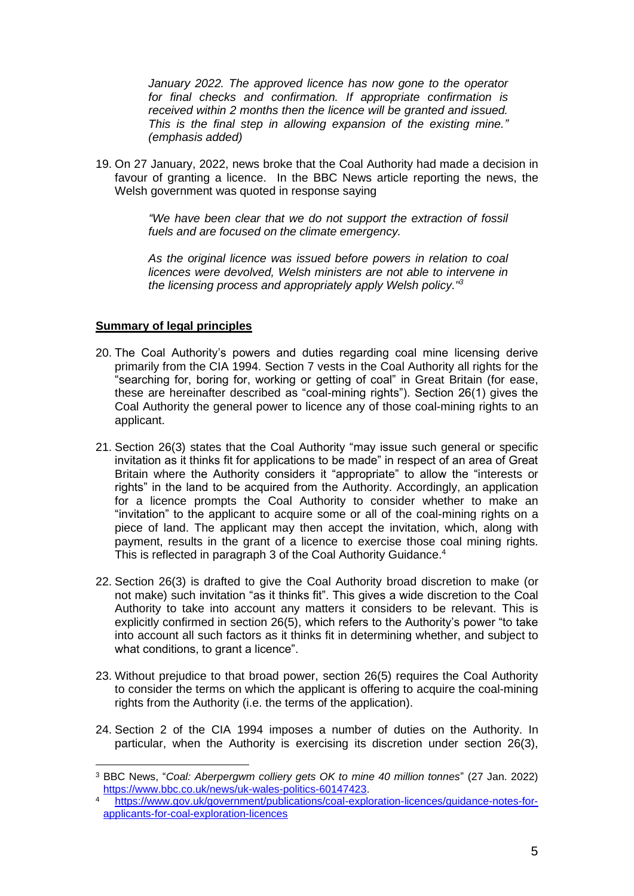*January 2022. The approved licence has now gone to the operator for final checks and confirmation. If appropriate confirmation is received within 2 months then the licence will be granted and issued. This is the final step in allowing expansion of the existing mine." (emphasis added)*

19. On 27 January, 2022, news broke that the Coal Authority had made a decision in favour of granting a licence. In the BBC News article reporting the news, the Welsh government was quoted in response saying

    *"We have been clear that we do not support the extraction of fossil fuels and are focused on the climate emergency.*

    *As the original licence was issued before powers in relation to coal licences were devolved, Welsh ministers are not able to intervene in the licensing process and appropriately apply Welsh policy."*[3]

## Summary of legal principles

20. The Coal Authority's powers and duties regarding coal mine licensing derive primarily from the CIA 1994. Section 7 vests in the Coal Authority all rights for the "searching for, boring for, working or getting of coal" in Great Britain (for ease, these are hereinafter described as "coal-mining rights"). Section 26(1) gives the Coal Authority the general power to licence any of those coal-mining rights to an applicant.

21. Section 26(3) states that the Coal Authority "may issue such general or specific invitation as it thinks fit for applications to be made" in respect of an area of Great Britain where the Authority considers it "appropriate" to allow the "interests or rights" in the land to be acquired from the Authority. Accordingly, an application for a licence prompts the Coal Authority to consider whether to make an "invitation" to the applicant to acquire some or all of the coal-mining rights on a piece of land. The applicant may then accept the invitation, which, along with payment, results in the grant of a licence to exercise those coal mining rights. This is reflected in paragraph 3 of the Coal Authority Guidance.[4]

22. Section 26(3) is drafted to give the Coal Authority broad discretion to make (or not make) such invitation "as it thinks fit". This gives a wide discretion to the Coal Authority to take into account any matters it considers to be relevant. This is explicitly confirmed in section 26(5), which refers to the Authority's power "to take into account all such factors as it thinks fit in determining whether, and subject to what conditions, to grant a licence".

23. Without prejudice to that broad power, section 26(5) requires the Coal Authority to consider the terms on which the applicant is offering to acquire the coal-mining rights from the Authority (i.e. the terms of the application).

24. Section 2 of the CIA 1994 imposes a number of duties on the Authority. In particular, when the Authority is exercising its discretion under section 26(3),

---

[3] BBC News, "*Coal: Aberpergwm colliery gets OK to mine 40 million tonnes*" (27 Jan. 2022) https://www.bbc.co.uk/news/uk-wales-politics-60147423.

[4] https://www.gov.uk/government/publications/coal-exploration-licences/guidance-notes-for-applicants-for-coal-exploration-licences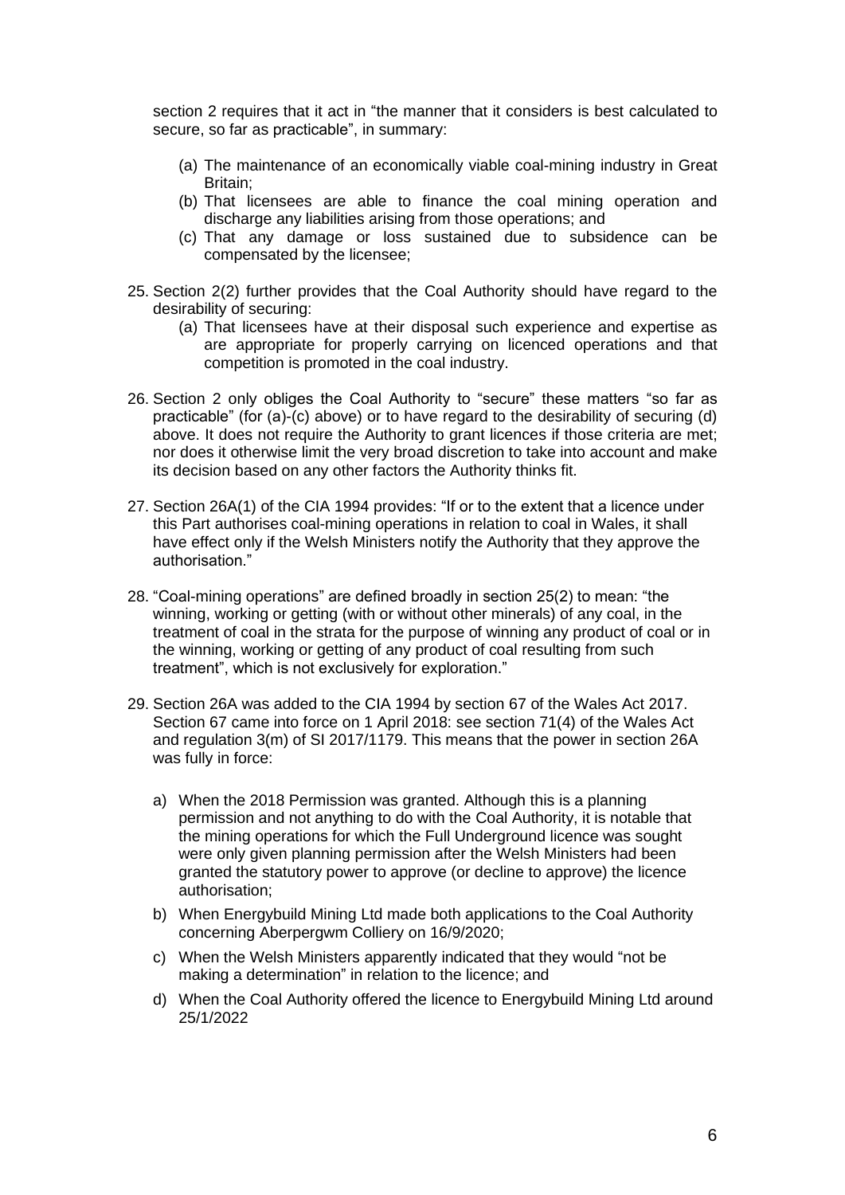section 2 requires that it act in "the manner that it considers is best calculated to secure, so far as practicable", in summary:

(a) The maintenance of an economically viable coal-mining industry in Great Britain;
(b) That licensees are able to finance the coal mining operation and discharge any liabilities arising from those operations; and
(c) That any damage or loss sustained due to subsidence can be compensated by the licensee;

25. Section 2(2) further provides that the Coal Authority should have regard to the desirability of securing:
    (a) That licensees have at their disposal such experience and expertise as are appropriate for properly carrying on licenced operations and that competition is promoted in the coal industry.

26. Section 2 only obliges the Coal Authority to "secure" these matters "so far as practicable" (for (a)-(c) above) or to have regard to the desirability of securing (d) above. It does not require the Authority to grant licences if those criteria are met; nor does it otherwise limit the very broad discretion to take into account and make its decision based on any other factors the Authority thinks fit.

27. Section 26A(1) of the CIA 1994 provides: "If or to the extent that a licence under this Part authorises coal-mining operations in relation to coal in Wales, it shall have effect only if the Welsh Ministers notify the Authority that they approve the authorisation."

28. "Coal-mining operations" are defined broadly in section 25(2) to mean: "the winning, working or getting (with or without other minerals) of any coal, in the treatment of coal in the strata for the purpose of winning any product of coal or in the winning, working or getting of any product of coal resulting from such treatment", which is not exclusively for exploration."

29. Section 26A was added to the CIA 1994 by section 67 of the Wales Act 2017. Section 67 came into force on 1 April 2018: see section 71(4) of the Wales Act and regulation 3(m) of SI 2017/1179. This means that the power in section 26A was fully in force:

    a) When the 2018 Permission was granted. Although this is a planning permission and not anything to do with the Coal Authority, it is notable that the mining operations for which the Full Underground licence was sought were only given planning permission after the Welsh Ministers had been granted the statutory power to approve (or decline to approve) the licence authorisation;
    b) When Energybuild Mining Ltd made both applications to the Coal Authority concerning Aberpergwm Colliery on 16/9/2020;
    c) When the Welsh Ministers apparently indicated that they would "not be making a determination" in relation to the licence; and
    d) When the Coal Authority offered the licence to Energybuild Mining Ltd around 25/1/2022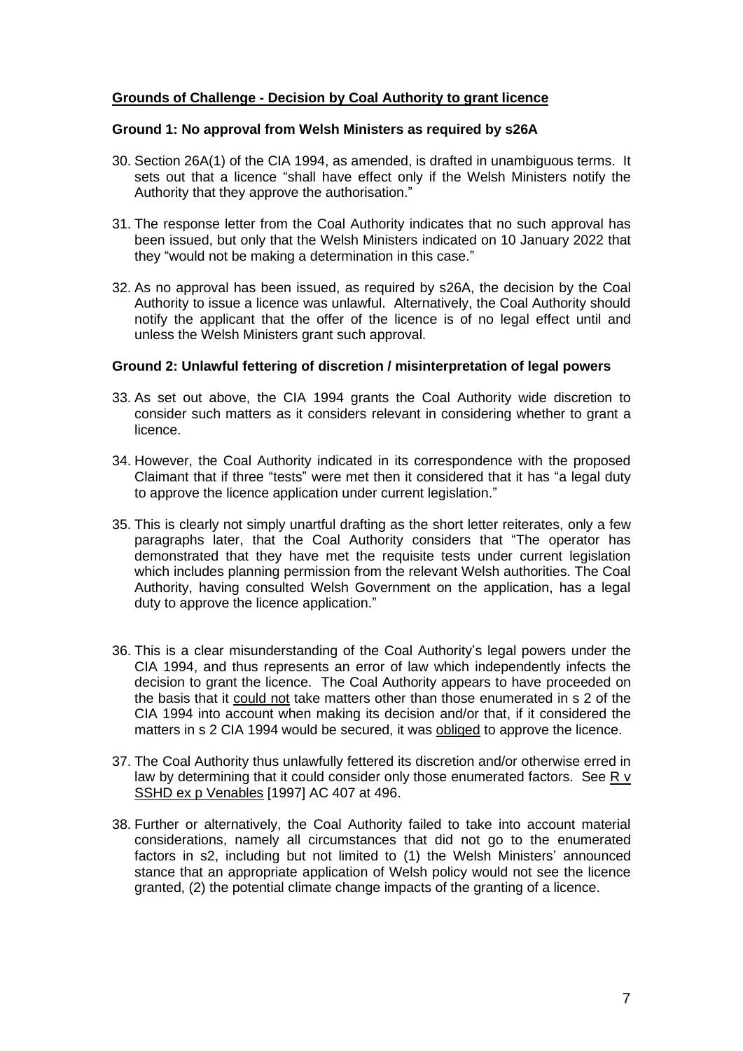## Grounds of Challenge - Decision by Coal Authority to grant licence

### Ground 1: No approval from Welsh Ministers as required by s26A

30. Section 26A(1) of the CIA 1994, as amended, is drafted in unambiguous terms. It sets out that a licence "shall have effect only if the Welsh Ministers notify the Authority that they approve the authorisation."

31. The response letter from the Coal Authority indicates that no such approval has been issued, but only that the Welsh Ministers indicated on 10 January 2022 that they "would not be making a determination in this case."

32. As no approval has been issued, as required by s26A, the decision by the Coal Authority to issue a licence was unlawful. Alternatively, the Coal Authority should notify the applicant that the offer of the licence is of no legal effect until and unless the Welsh Ministers grant such approval.

### Ground 2: Unlawful fettering of discretion / misinterpretation of legal powers

33. As set out above, the CIA 1994 grants the Coal Authority wide discretion to consider such matters as it considers relevant in considering whether to grant a licence.

34. However, the Coal Authority indicated in its correspondence with the proposed Claimant that if three "tests" were met then it considered that it has "a legal duty to approve the licence application under current legislation."

35. This is clearly not simply unartful drafting as the short letter reiterates, only a few paragraphs later, that the Coal Authority considers that "The operator has demonstrated that they have met the requisite tests under current legislation which includes planning permission from the relevant Welsh authorities. The Coal Authority, having consulted Welsh Government on the application, has a legal duty to approve the licence application."

36. This is a clear misunderstanding of the Coal Authority's legal powers under the CIA 1994, and thus represents an error of law which independently infects the decision to grant the licence. The Coal Authority appears to have proceeded on the basis that it could not take matters other than those enumerated in s 2 of the CIA 1994 into account when making its decision and/or that, if it considered the matters in s 2 CIA 1994 would be secured, it was obliged to approve the licence.

37. The Coal Authority thus unlawfully fettered its discretion and/or otherwise erred in law by determining that it could consider only those enumerated factors. See R v SSHD ex p Venables [1997] AC 407 at 496.

38. Further or alternatively, the Coal Authority failed to take into account material considerations, namely all circumstances that did not go to the enumerated factors in s2, including but not limited to (1) the Welsh Ministers' announced stance that an appropriate application of Welsh policy would not see the licence granted, (2) the potential climate change impacts of the granting of a licence.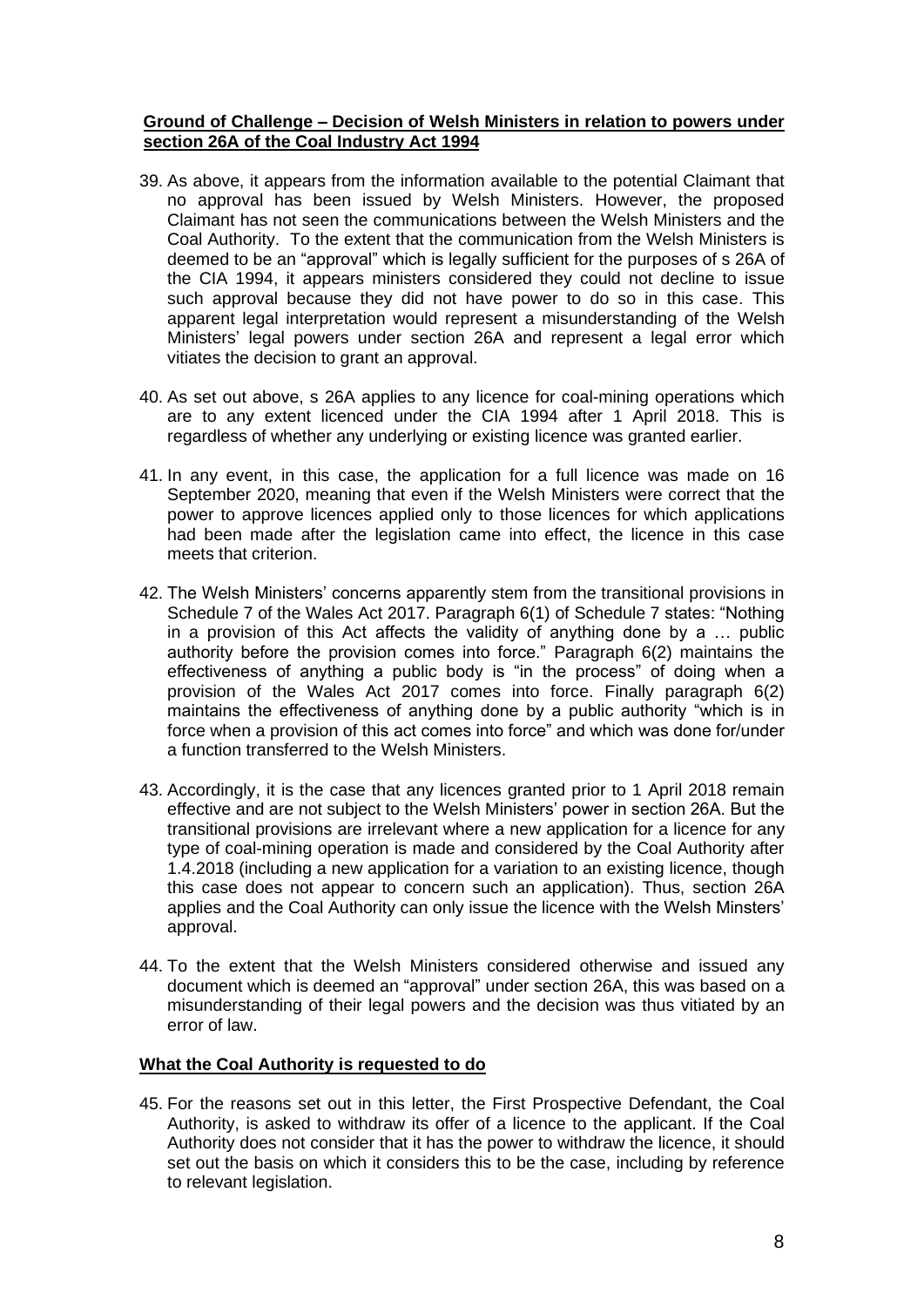**Ground of Challenge – Decision of Welsh Ministers in relation to powers under section 26A of the Coal Industry Act 1994**

39. As above, it appears from the information available to the potential Claimant that no approval has been issued by Welsh Ministers. However, the proposed Claimant has not seen the communications between the Welsh Ministers and the Coal Authority. To the extent that the communication from the Welsh Ministers is deemed to be an "approval" which is legally sufficient for the purposes of s 26A of the CIA 1994, it appears ministers considered they could not decline to issue such approval because they did not have power to do so in this case. This apparent legal interpretation would represent a misunderstanding of the Welsh Ministers' legal powers under section 26A and represent a legal error which vitiates the decision to grant an approval.

40. As set out above, s 26A applies to any licence for coal-mining operations which are to any extent licenced under the CIA 1994 after 1 April 2018. This is regardless of whether any underlying or existing licence was granted earlier.

41. In any event, in this case, the application for a full licence was made on 16 September 2020, meaning that even if the Welsh Ministers were correct that the power to approve licences applied only to those licences for which applications had been made after the legislation came into effect, the licence in this case meets that criterion.

42. The Welsh Ministers' concerns apparently stem from the transitional provisions in Schedule 7 of the Wales Act 2017. Paragraph 6(1) of Schedule 7 states: "Nothing in a provision of this Act affects the validity of anything done by a … public authority before the provision comes into force." Paragraph 6(2) maintains the effectiveness of anything a public body is "in the process" of doing when a provision of the Wales Act 2017 comes into force. Finally paragraph 6(2) maintains the effectiveness of anything done by a public authority "which is in force when a provision of this act comes into force" and which was done for/under a function transferred to the Welsh Ministers.

43. Accordingly, it is the case that any licences granted prior to 1 April 2018 remain effective and are not subject to the Welsh Ministers' power in section 26A. But the transitional provisions are irrelevant where a new application for a licence for any type of coal-mining operation is made and considered by the Coal Authority after 1.4.2018 (including a new application for a variation to an existing licence, though this case does not appear to concern such an application). Thus, section 26A applies and the Coal Authority can only issue the licence with the Welsh Minsters' approval.

44. To the extent that the Welsh Ministers considered otherwise and issued any document which is deemed an "approval" under section 26A, this was based on a misunderstanding of their legal powers and the decision was thus vitiated by an error of law.

**What the Coal Authority is requested to do**

45. For the reasons set out in this letter, the First Prospective Defendant, the Coal Authority, is asked to withdraw its offer of a licence to the applicant. If the Coal Authority does not consider that it has the power to withdraw the licence, it should set out the basis on which it considers this to be the case, including by reference to relevant legislation.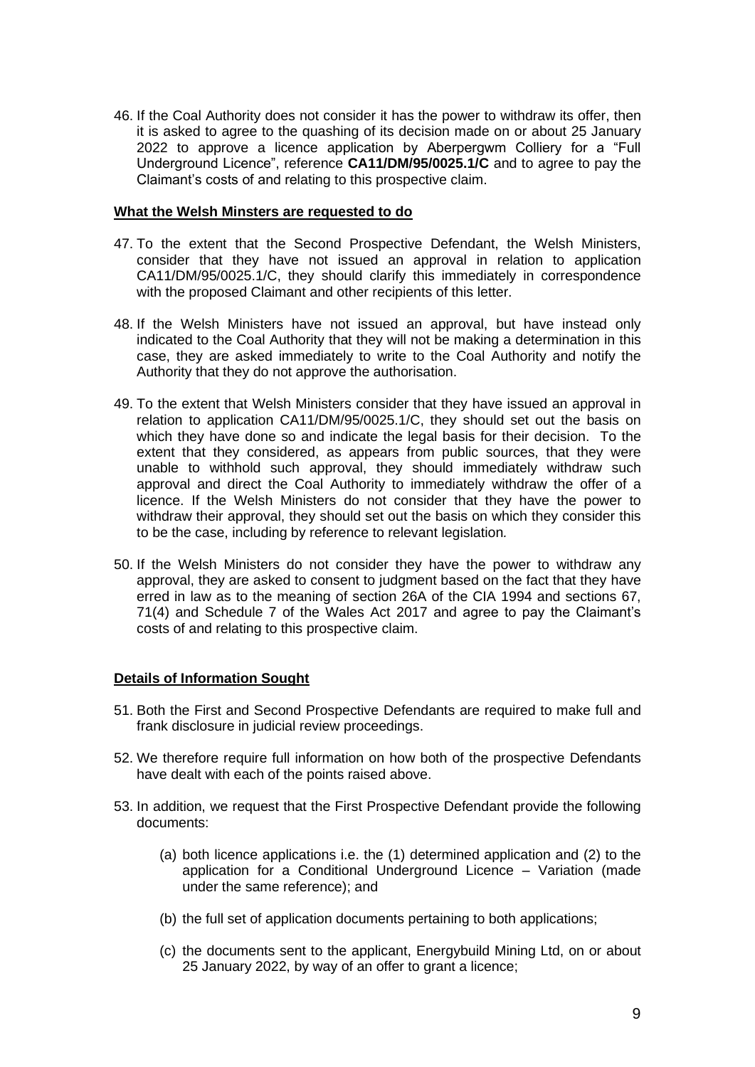46. If the Coal Authority does not consider it has the power to withdraw its offer, then it is asked to agree to the quashing of its decision made on or about 25 January 2022 to approve a licence application by Aberpergwm Colliery for a "Full Underground Licence", reference **CA11/DM/95/0025.1/C** and to agree to pay the Claimant's costs of and relating to this prospective claim.

**What the Welsh Minsters are requested to do**

47. To the extent that the Second Prospective Defendant, the Welsh Ministers, consider that they have not issued an approval in relation to application CA11/DM/95/0025.1/C, they should clarify this immediately in correspondence with the proposed Claimant and other recipients of this letter.

48. If the Welsh Ministers have not issued an approval, but have instead only indicated to the Coal Authority that they will not be making a determination in this case, they are asked immediately to write to the Coal Authority and notify the Authority that they do not approve the authorisation.

49. To the extent that Welsh Ministers consider that they have issued an approval in relation to application CA11/DM/95/0025.1/C, they should set out the basis on which they have done so and indicate the legal basis for their decision. To the extent that they considered, as appears from public sources, that they were unable to withhold such approval, they should immediately withdraw such approval and direct the Coal Authority to immediately withdraw the offer of a licence. If the Welsh Ministers do not consider that they have the power to withdraw their approval, they should set out the basis on which they consider this to be the case, including by reference to relevant legislation.

50. If the Welsh Ministers do not consider they have the power to withdraw any approval, they are asked to consent to judgment based on the fact that they have erred in law as to the meaning of section 26A of the CIA 1994 and sections 67, 71(4) and Schedule 7 of the Wales Act 2017 and agree to pay the Claimant's costs of and relating to this prospective claim.

**Details of Information Sought**

51. Both the First and Second Prospective Defendants are required to make full and frank disclosure in judicial review proceedings.

52. We therefore require full information on how both of the prospective Defendants have dealt with each of the points raised above.

53. In addition, we request that the First Prospective Defendant provide the following documents:

    (a) both licence applications i.e. the (1) determined application and (2) to the application for a Conditional Underground Licence – Variation (made under the same reference); and

    (b) the full set of application documents pertaining to both applications;

    (c) the documents sent to the applicant, Energybuild Mining Ltd, on or about 25 January 2022, by way of an offer to grant a licence;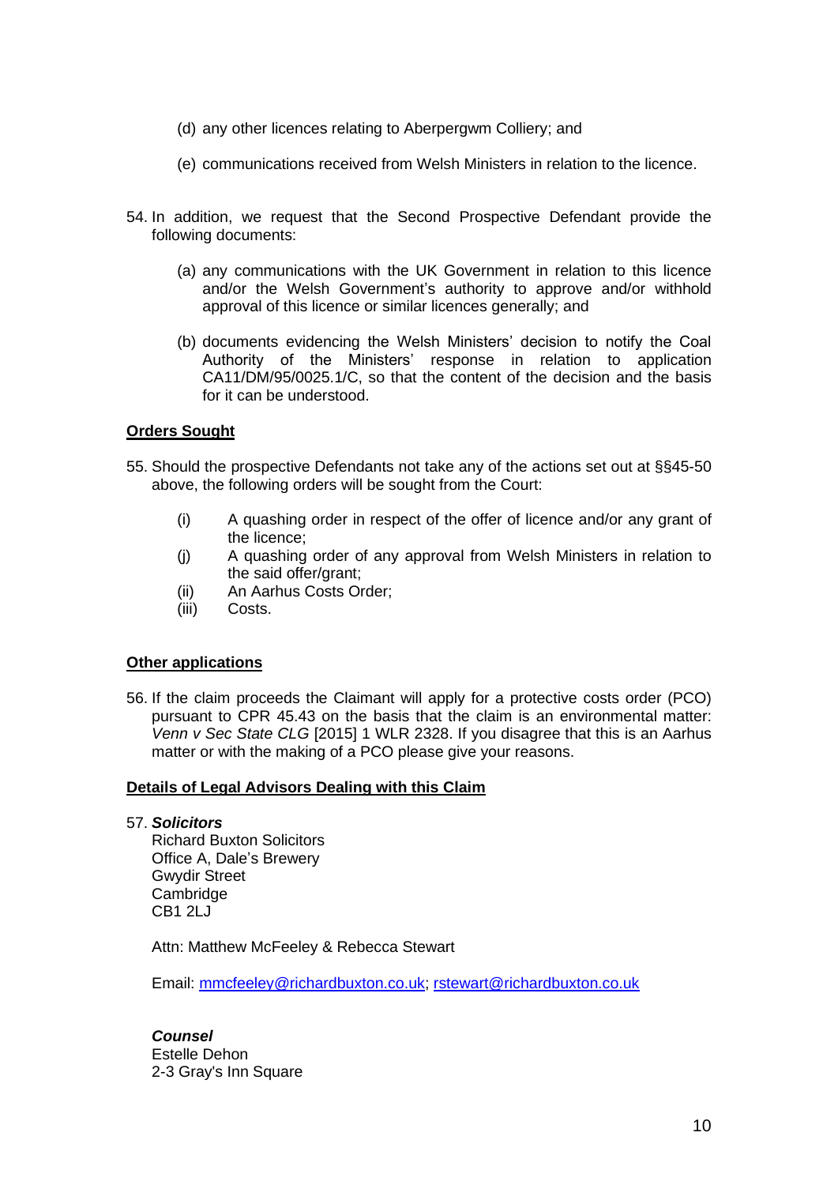(d) any other licences relating to Aberpergwm Colliery; and

(e) communications received from Welsh Ministers in relation to the licence.

54. In addition, we request that the Second Prospective Defendant provide the following documents:

    (a) any communications with the UK Government in relation to this licence and/or the Welsh Government's authority to approve and/or withhold approval of this licence or similar licences generally; and

    (b) documents evidencing the Welsh Ministers' decision to notify the Coal Authority of the Ministers' response in relation to application CA11/DM/95/0025.1/C, so that the content of the decision and the basis for it can be understood.

**<u>Orders Sought</u>**

55. Should the prospective Defendants not take any of the actions set out at §§45-50 above, the following orders will be sought from the Court:

    (i) A quashing order in respect of the offer of licence and/or any grant of the licence;
    (j) A quashing order of any approval from Welsh Ministers in relation to the said offer/grant;
    (ii) An Aarhus Costs Order;
    (iii) Costs.

**<u>Other applications</u>**

56. If the claim proceeds the Claimant will apply for a protective costs order (PCO) pursuant to CPR 45.43 on the basis that the claim is an environmental matter: *Venn v Sec State CLG* [2015] 1 WLR 2328. If you disagree that this is an Aarhus matter or with the making of a PCO please give your reasons.

**<u>Details of Legal Advisors Dealing with this Claim</u>**

57. ***Solicitors***
Richard Buxton Solicitors
Office A, Dale's Brewery
Gwydir Street
Cambridge
CB1 2LJ

Attn: Matthew McFeeley & Rebecca Stewart

Email: mmcfeeley@richardbuxton.co.uk; rstewart@richardbuxton.co.uk

***Counsel***
Estelle Dehon
2-3 Gray's Inn Square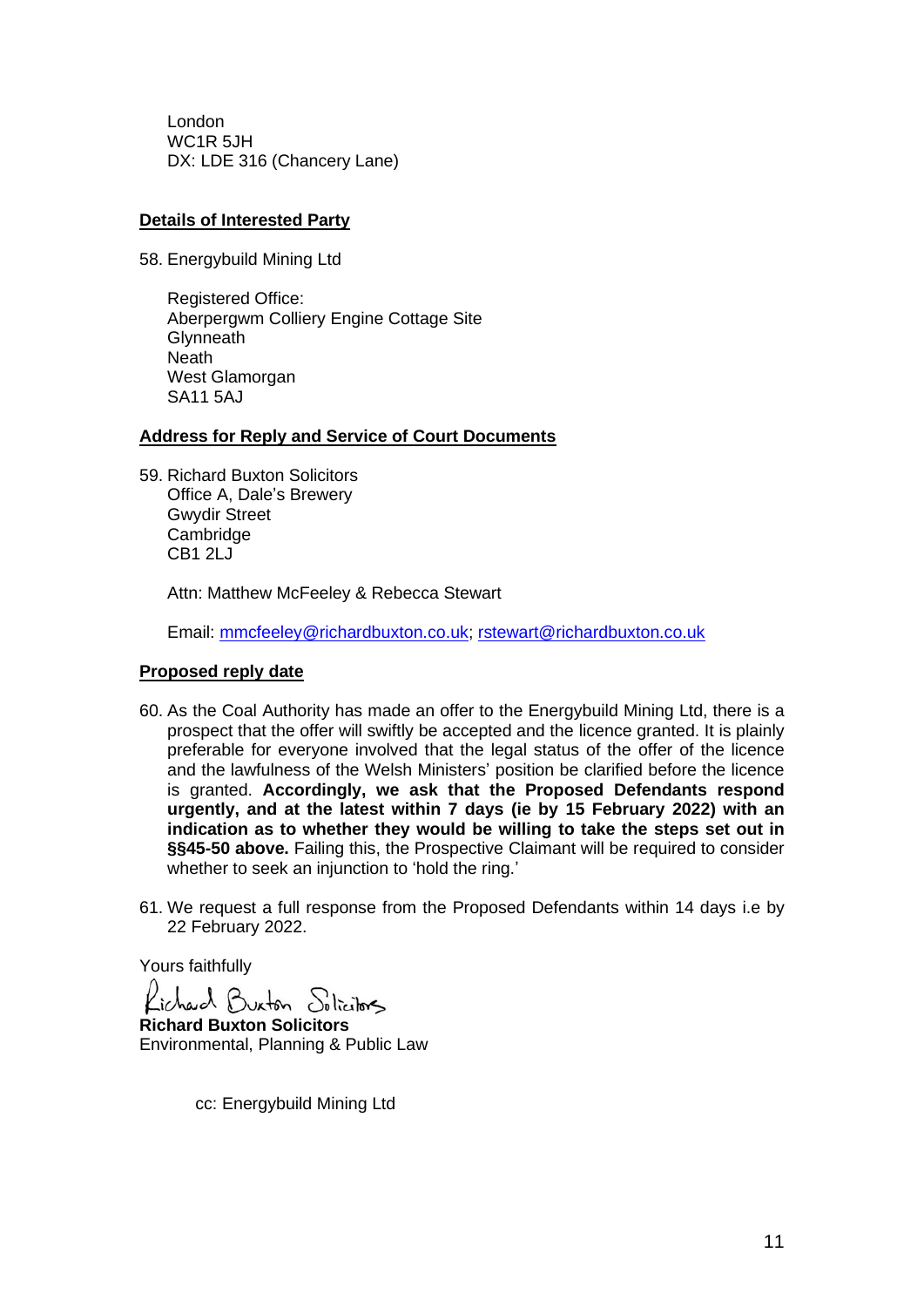London
WC1R 5JH
DX: LDE 316 (Chancery Lane)

**Details of Interested Party**

58. Energybuild Mining Ltd

    Registered Office:
    Aberpergwm Colliery Engine Cottage Site
    Glynneath
    Neath
    West Glamorgan
    SA11 5AJ

**Address for Reply and Service of Court Documents**

59. Richard Buxton Solicitors
    Office A, Dale's Brewery
    Gwydir Street
    Cambridge
    CB1 2LJ

    Attn: Matthew McFeeley & Rebecca Stewart

    Email: mmcfeeley@richardbuxton.co.uk; rstewart@richardbuxton.co.uk

**Proposed reply date**

60. As the Coal Authority has made an offer to the Energybuild Mining Ltd, there is a prospect that the offer will swiftly be accepted and the licence granted. It is plainly preferable for everyone involved that the legal status of the offer of the licence and the lawfulness of the Welsh Ministers' position be clarified before the licence is granted. **Accordingly, we ask that the Proposed Defendants respond urgently, and at the latest within 7 days (ie by 15 February 2022) with an indication as to whether they would be willing to take the steps set out in §§45-50 above.** Failing this, the Prospective Claimant will be required to consider whether to seek an injunction to 'hold the ring.'

61. We request a full response from the Proposed Defendants within 14 days i.e by 22 February 2022.

Yours faithfully

Richard Buxton Solicitors

**Richard Buxton Solicitors**
Environmental, Planning & Public Law

cc: Energybuild Mining Ltd